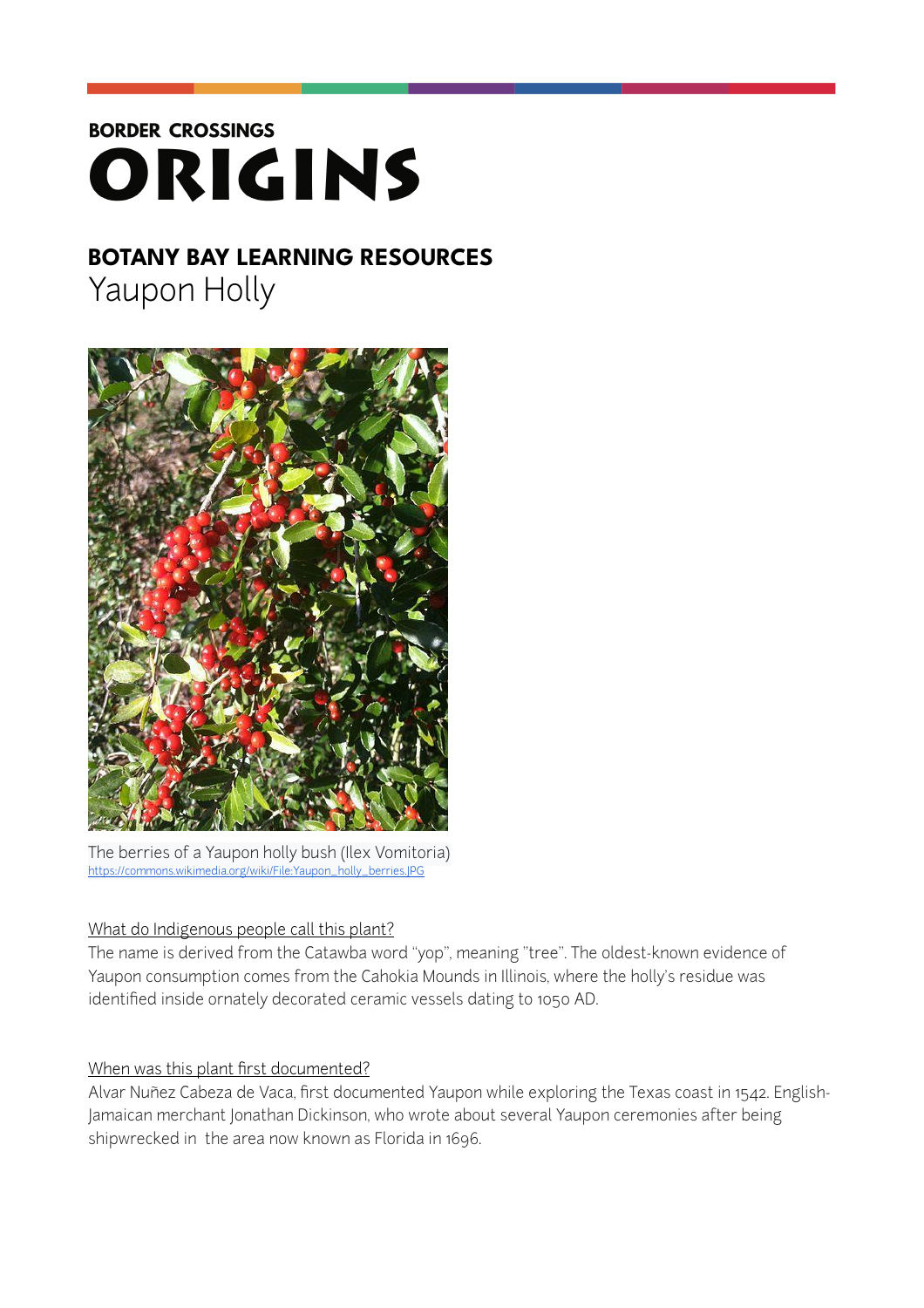**BORDER CROSSINGS**

# ORIGINS

## BOTANY BAY LEARNING RESOURCES

Yaupon Holly

The berries of a Yaupon holly bush (Ilex Vomitoria)
https://commons.wikimedia.org/wiki/File:Yaupon_holly_berries.JPG

What do Indigenous people call this plant?

The name is derived from the Catawba word "yop", meaning "tree". The oldest-known evidence of Yaupon consumption comes from the Cahokia Mounds in Illinois, where the holly's residue was identified inside ornately decorated ceramic vessels dating to 1050 AD.

When was this plant first documented?

Alvar Nuñez Cabeza de Vaca, first documented Yaupon while exploring the Texas coast in 1542. English-Jamaican merchant Jonathan Dickinson, who wrote about several Yaupon ceremonies after being shipwrecked in the area now known as Florida in 1696.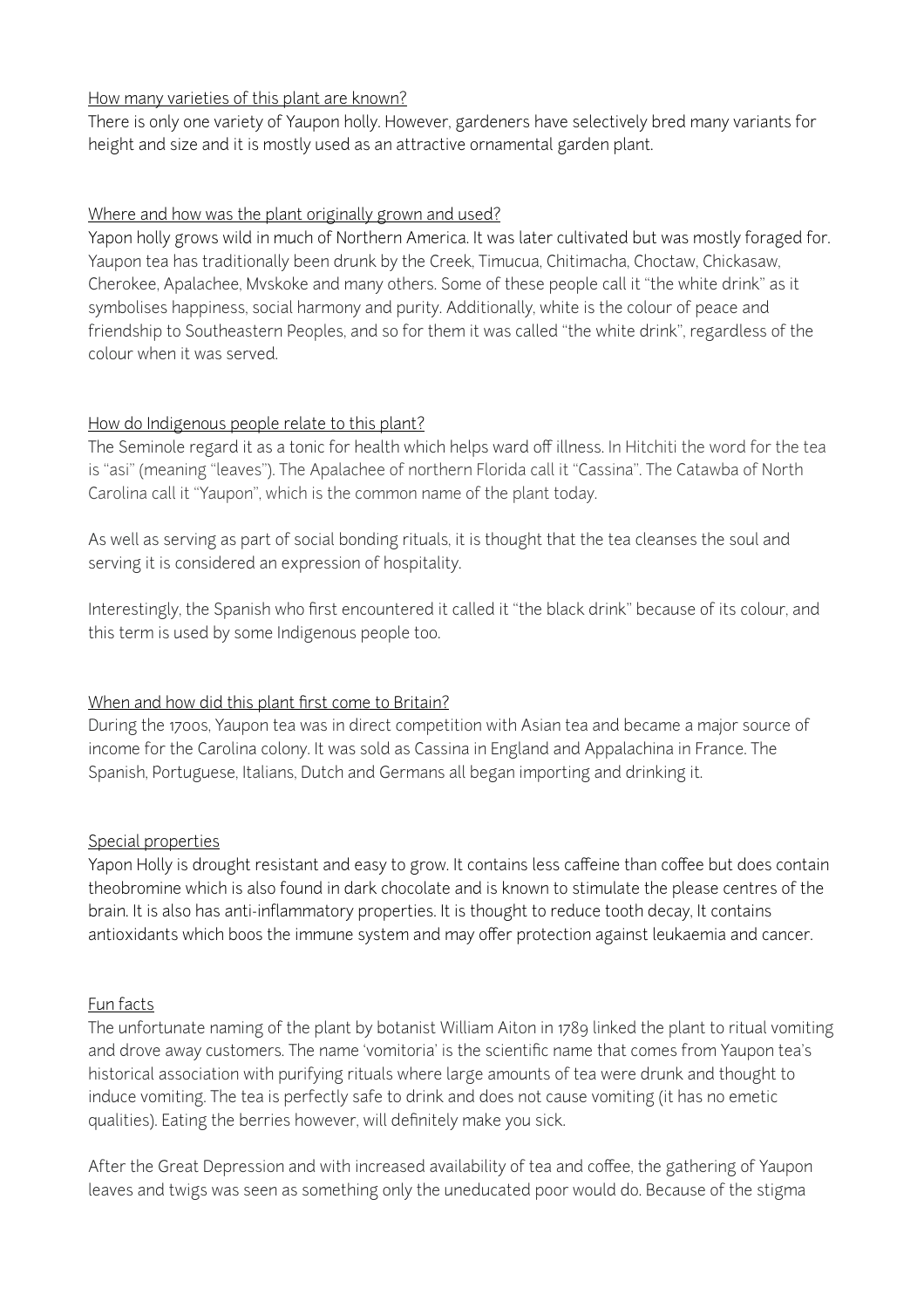How many varieties of this plant are known?

There is only one variety of Yaupon holly. However, gardeners have selectively bred many variants for height and size and it is mostly used as an attractive ornamental garden plant.

Where and how was the plant originally grown and used?

Yapon holly grows wild in much of Northern America. It was later cultivated but was mostly foraged for. Yaupon tea has traditionally been drunk by the Creek, Timucua, Chitimacha, Choctaw, Chickasaw, Cherokee, Apalachee, Mvskoke and many others. Some of these people call it "the white drink" as it symbolises happiness, social harmony and purity. Additionally, white is the colour of peace and friendship to Southeastern Peoples, and so for them it was called "the white drink", regardless of the colour when it was served.

How do Indigenous people relate to this plant?

The Seminole regard it as a tonic for health which helps ward off illness. In Hitchiti the word for the tea is "asi" (meaning "leaves"). The Apalachee of northern Florida call it "Cassina". The Catawba of North Carolina call it "Yaupon", which is the common name of the plant today.

As well as serving as part of social bonding rituals, it is thought that the tea cleanses the soul and serving it is considered an expression of hospitality.

Interestingly, the Spanish who first encountered it called it "the black drink" because of its colour, and this term is used by some Indigenous people too.

When and how did this plant first come to Britain?

During the 1700s, Yaupon tea was in direct competition with Asian tea and became a major source of income for the Carolina colony. It was sold as Cassina in England and Appalachina in France. The Spanish, Portuguese, Italians, Dutch and Germans all began importing and drinking it.

Special properties

Yapon Holly is drought resistant and easy to grow. It contains less caffeine than coffee but does contain theobromine which is also found in dark chocolate and is known to stimulate the please centres of the brain. It is also has anti-inflammatory properties. It is thought to reduce tooth decay, It contains antioxidants which boos the immune system and may offer protection against leukaemia and cancer.

Fun facts

The unfortunate naming of the plant by botanist William Aiton in 1789 linked the plant to ritual vomiting and drove away customers. The name 'vomitoria' is the scientific name that comes from Yaupon tea's historical association with purifying rituals where large amounts of tea were drunk and thought to induce vomiting. The tea is perfectly safe to drink and does not cause vomiting (it has no emetic qualities). Eating the berries however, will definitely make you sick.

After the Great Depression and with increased availability of tea and coffee, the gathering of Yaupon leaves and twigs was seen as something only the uneducated poor would do. Because of the stigma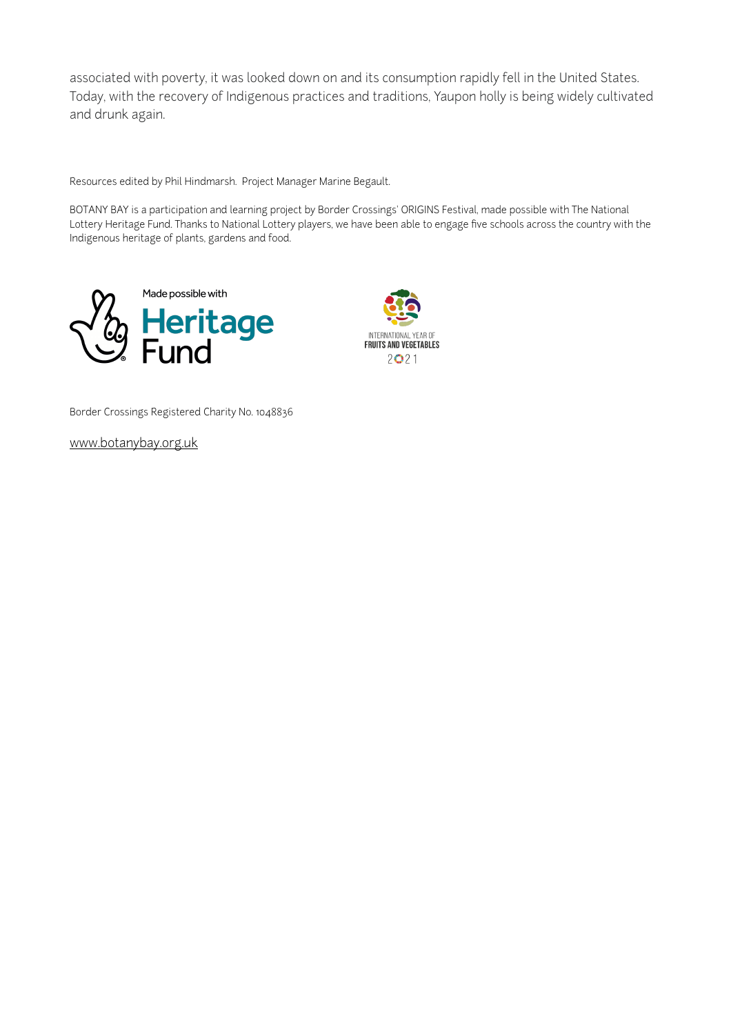associated with poverty, it was looked down on and its consumption rapidly fell in the United States. Today, with the recovery of Indigenous practices and traditions, Yaupon holly is being widely cultivated and drunk again.

Resources edited by Phil Hindmarsh. Project Manager Marine Begault.

BOTANY BAY is a participation and learning project by Border Crossings' ORIGINS Festival, made possible with The National Lottery Heritage Fund. Thanks to National Lottery players, we have been able to engage five schools across the country with the Indigenous heritage of plants, gardens and food.

Made possible with Heritage Fund

INTERNATIONAL YEAR OF FRUITS AND VEGETABLES 2021

Border Crossings Registered Charity No. 1048836

www.botanybay.org.uk